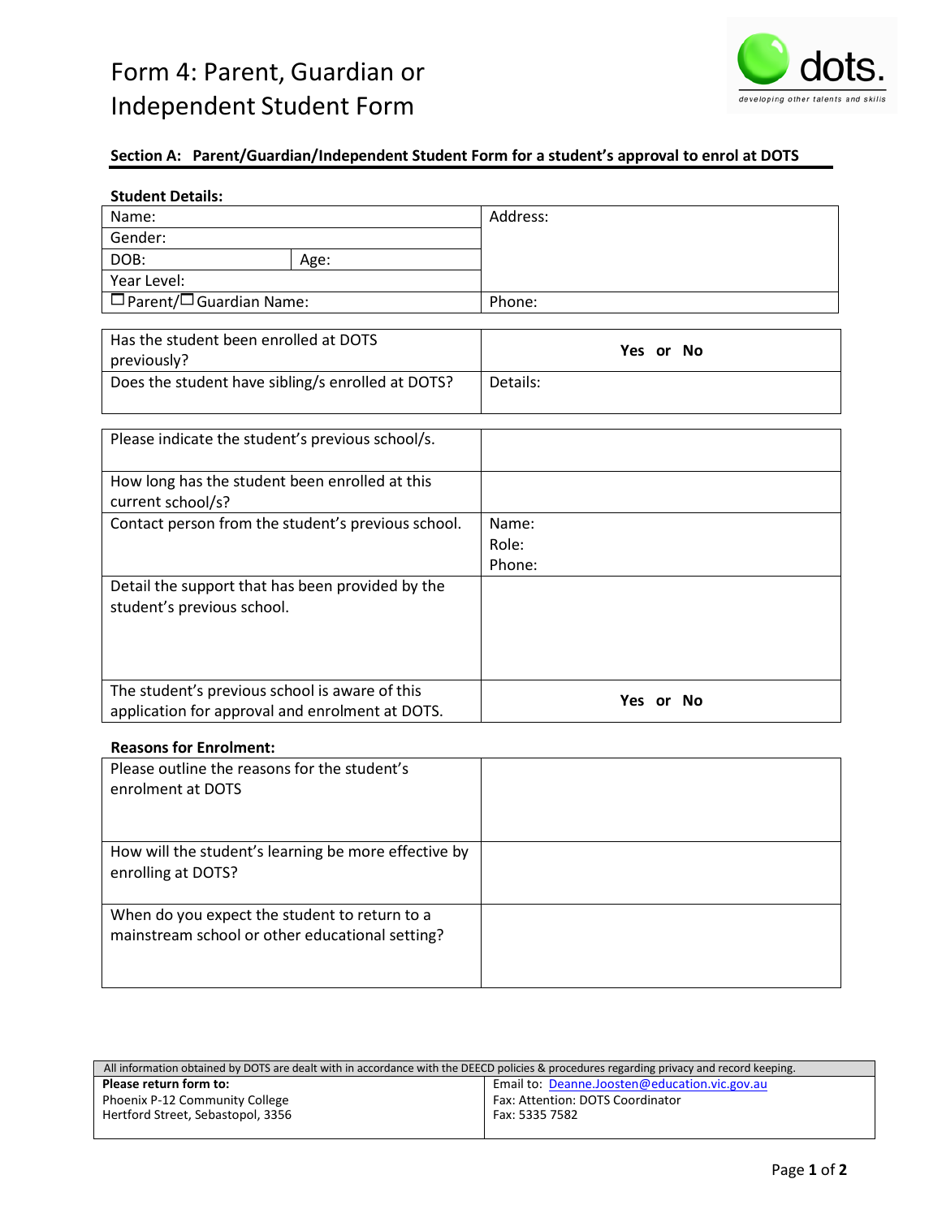# Form 4: Parent, Guardian or Independent Student Form

dots.
developing other talents and skills

## Section A: Parent/Guardian/Independent Student Form for a student's approval to enrol at DOTS

**Student Details:**

| | | |
|---|---|---|
| Name: | | Address: |
| Gender: | | |
| DOB: | Age: | |
| Year Level: | | |
| ☐ Parent/☐ Guardian Name: | | Phone: |

| | |
|---|---|
| Has the student been enrolled at DOTS previously? | **Yes or No** |
| Does the student have sibling/s enrolled at DOTS? | Details: |

| | |
|---|---|
| Please indicate the student's previous school/s. | |
| How long has the student been enrolled at this current school/s? | |
| Contact person from the student's previous school. | Name:<br>Role:<br>Phone: |
| Detail the support that has been provided by the student's previous school. | |
| The student's previous school is aware of this application for approval and enrolment at DOTS. | **Yes or No** |

**Reasons for Enrolment:**

| | |
|---|---|
| Please outline the reasons for the student's enrolment at DOTS | |
| How will the student's learning be more effective by enrolling at DOTS? | |
| When do you expect the student to return to a mainstream school or other educational setting? | |

All information obtained by DOTS are dealt with in accordance with the DEECD policies & procedures regarding privacy and record keeping.

| | |
|---|---|
| **Please return form to:**<br>Phoenix P-12 Community College<br>Hertford Street, Sebastopol, 3356 | Email to: Deanne.Joosten@education.vic.gov.au<br>Fax: Attention: DOTS Coordinator<br>Fax: 5335 7582 |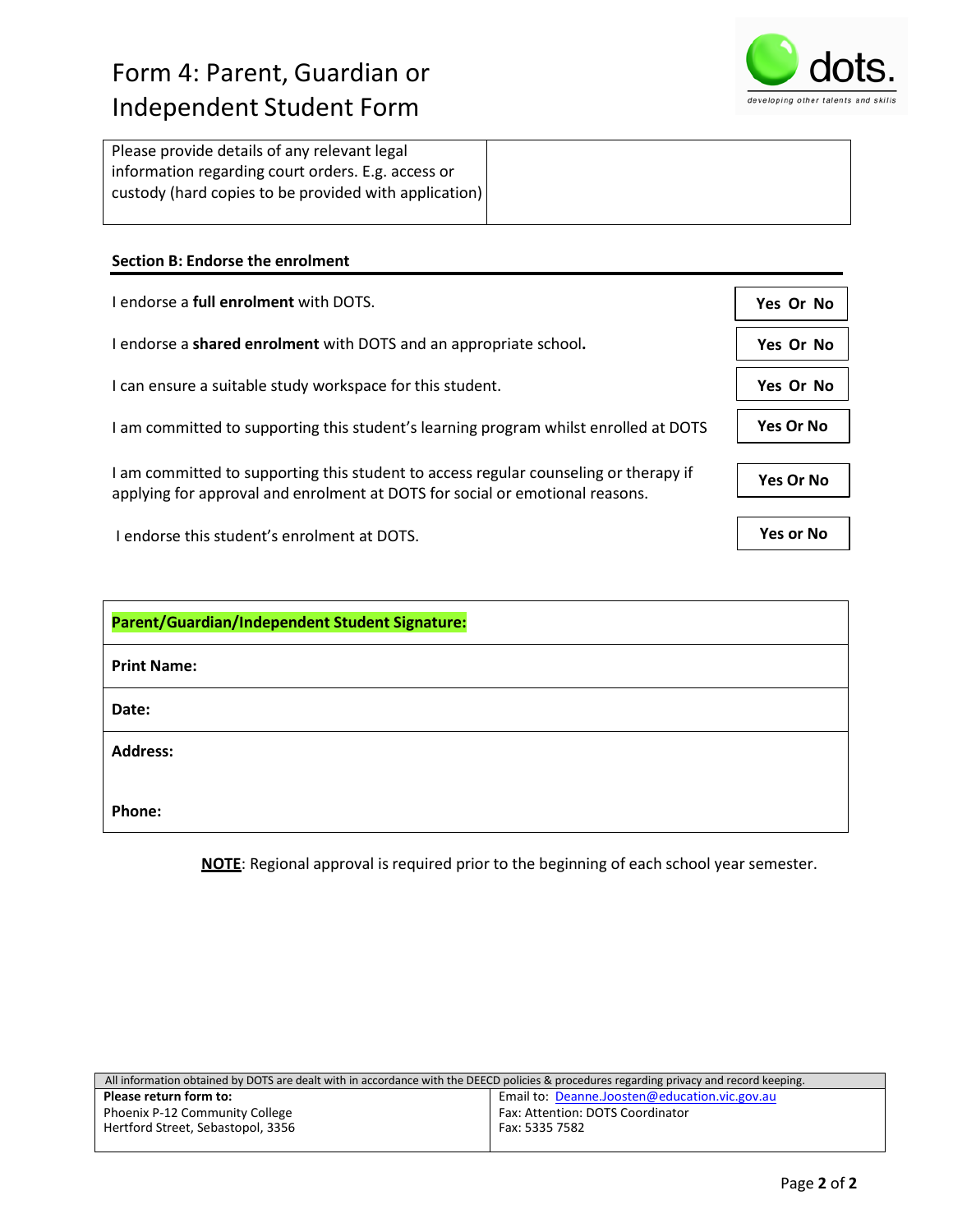# Form 4: Parent, Guardian or Independent Student Form

| | |
|---|---|
| Please provide details of any relevant legal information regarding court orders. E.g. access or custody (hard copies to be provided with application) | |

**Section B: Endorse the enrolment**

| | |
|---|---|
| I endorse a **full enrolment** with DOTS. | **Yes Or No** |
| I endorse a **shared enrolment** with DOTS and an appropriate school**.** | **Yes Or No** |
| I can ensure a suitable study workspace for this student. | **Yes Or No** |
| I am committed to supporting this student's learning program whilst enrolled at DOTS | **Yes Or No** |
| I am committed to supporting this student to access regular counseling or therapy if applying for approval and enrolment at DOTS for social or emotional reasons. | **Yes Or No** |
| I endorse this student's enrolment at DOTS. | **Yes or No** |

| |
|---|
| **Parent/Guardian/Independent Student Signature:** |
| **Print Name:** |
| **Date:** |
| **Address:** |
| **Phone:** |

**NOTE**: Regional approval is required prior to the beginning of each school year semester.

| All information obtained by DOTS are dealt with in accordance with the DEECD policies & procedures regarding privacy and record keeping. | |
|---|---|
| **Please return form to:**<br>Phoenix P-12 Community College<br>Hertford Street, Sebastopol, 3356 | Email to: Deanne.Joosten@education.vic.gov.au<br>Fax: Attention: DOTS Coordinator<br>Fax: 5335 7582 |